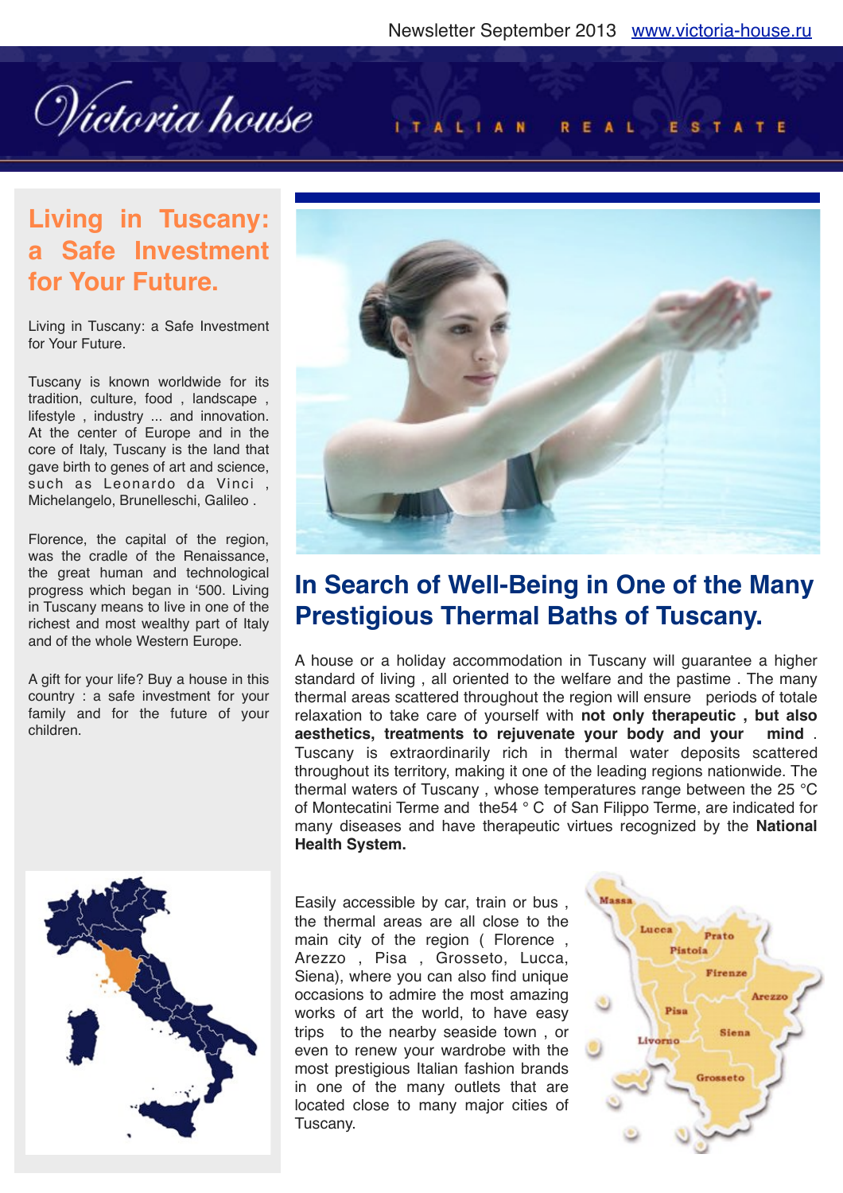Newsletter September 2013 www.victoria-house.ru

Victoria house ITALIAN REAL ESTATE

## Living in Tuscany: a Safe Investment for Your Future.

Living in Tuscany: a Safe Investment for Your Future.

Tuscany is known worldwide for its tradition, culture, food , landscape , lifestyle , industry ... and innovation. At the center of Europe and in the core of Italy, Tuscany is the land that gave birth to genes of art and science, such as Leonardo da Vinci , Michelangelo, Brunelleschi, Galileo .

Florence, the capital of the region, was the cradle of the Renaissance, the great human and technological progress which began in '500. Living in Tuscany means to live in one of the richest and most wealthy part of Italy and of the whole Western Europe.

A gift for your life? Buy a house in this country : a safe investment for your family and for the future of your children.

## In Search of Well-Being in One of the Many Prestigious Thermal Baths of Tuscany.

A house or a holiday accommodation in Tuscany will guarantee a higher standard of living , all oriented to the welfare and the pastime . The many thermal areas scattered throughout the region will ensure periods of totale relaxation to take care of yourself with **not only therapeutic , but also aesthetics, treatments to rejuvenate your body and your mind** . Tuscany is extraordinarily rich in thermal water deposits scattered throughout its territory, making it one of the leading regions nationwide. The thermal waters of Tuscany , whose temperatures range between the 25 °C of Montecatini Terme and the54 ° C of San Filippo Terme, are indicated for many diseases and have therapeutic virtues recognized by the **National Health System.**

Easily accessible by car, train or bus , the thermal areas are all close to the main city of the region ( Florence , Arezzo , Pisa , Grosseto, Lucca, Siena), where you can also find unique occasions to admire the most amazing works of art the world, to have easy trips to the nearby seaside town , or even to renew your wardrobe with the most prestigious Italian fashion brands in one of the many outlets that are located close to many major cities of Tuscany.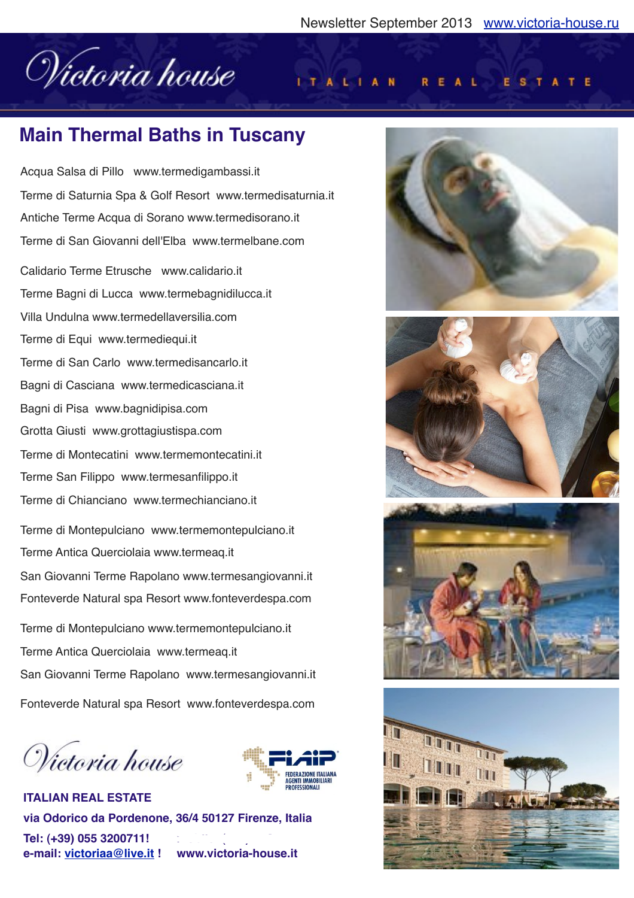# Main Thermal Baths in Tuscany

Acqua Salsa di Pillo www.termedigambassi.it

Terme di Saturnia Spa & Golf Resort www.termedisaturnia.it

Antiche Terme Acqua di Sorano www.termedisorano.it

Terme di San Giovanni dell'Elba www.termelbane.com

Calidario Terme Etrusche www.calidario.it

Terme Bagni di Lucca www.termebagnidilucca.it

Villa Undulna www.termedellaversilia.com

Terme di Equi www.termediequi.it

Terme di San Carlo www.termedisancarlo.it

Bagni di Casciana www.termedicasciana.it

Bagni di Pisa www.bagnidipisa.com

Grotta Giusti www.grottagiustispa.com

Terme di Montecatini www.termemontecatini.it

Terme San Filippo www.termesanfilippo.it

Terme di Chianciano www.termechianciano.it

Terme di Montepulciano www.termemontepulciano.it

Terme Antica Querciolaia www.termeaq.it

San Giovanni Terme Rapolano www.termesangiovanni.it

Fonteverde Natural spa Resort www.fonteverdespa.com

Terme di Montepulciano www.termemontepulciano.it

Terme Antica Querciolaia www.termeaq.it

San Giovanni Terme Rapolano www.termesangiovanni.it

Fonteverde Natural spa Resort www.fonteverdespa.com

Victoria house

FIAIP FEDERAZIONE ITALIANA AGENTI IMMOBILIARI PROFESSIONALI

**ITALIAN REAL ESTATE**

**via Odorico da Pordenone, 36/4 50127 Firenze, Italia**

**Tel: (+39) 055 3200711!**

**e-mail: victoriaa@live.it ! www.victoria-house.it**